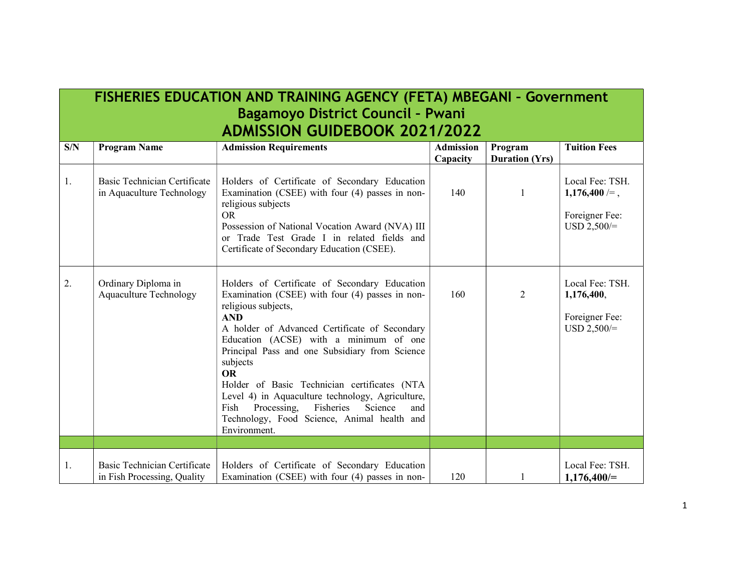# FISHERIES EDUCATION AND TRAINING AGENCY (FETA) MBEGANI – Government
## Bagamoyo District Council – Pwani
## ADMISSION GUIDEBOOK 2021/2022

| S/N | Program Name | Admission Requirements | Admission Capacity | Program Duration (Yrs) | Tuition Fees |
|---|---|---|---|---|---|
| 1. | Basic Technician Certificate in Aquaculture Technology | Holders of Certificate of Secondary Education Examination (CSEE) with four (4) passes in non-religious subjects<br>OR<br>Possession of National Vocation Award (NVA) III or Trade Test Grade I in related fields and Certificate of Secondary Education (CSEE). | 140 | 1 | Local Fee: TSH. **1,176,400** /= ,<br><br>Foreigner Fee: USD 2,500/= |
| 2. | Ordinary Diploma in Aquaculture Technology | Holders of Certificate of Secondary Education Examination (CSEE) with four (4) passes in non-religious subjects,<br>**AND**<br>A holder of Advanced Certificate of Secondary Education (ACSE) with a minimum of one Principal Pass and one Subsidiary from Science subjects<br>**OR**<br>Holder of Basic Technician certificates (NTA Level 4) in Aquaculture technology, Agriculture, Fish Processing, Fisheries Science and Technology, Food Science, Animal health and Environment. | 160 | 2 | Local Fee: TSH. **1,176,400**,<br><br>Foreigner Fee: USD 2,500/= |
| | | | | | |
| 1. | Basic Technician Certificate in Fish Processing, Quality | Holders of Certificate of Secondary Education Examination (CSEE) with four (4) passes in non- | 120 | 1 | Local Fee: TSH. **1,176,400/=** |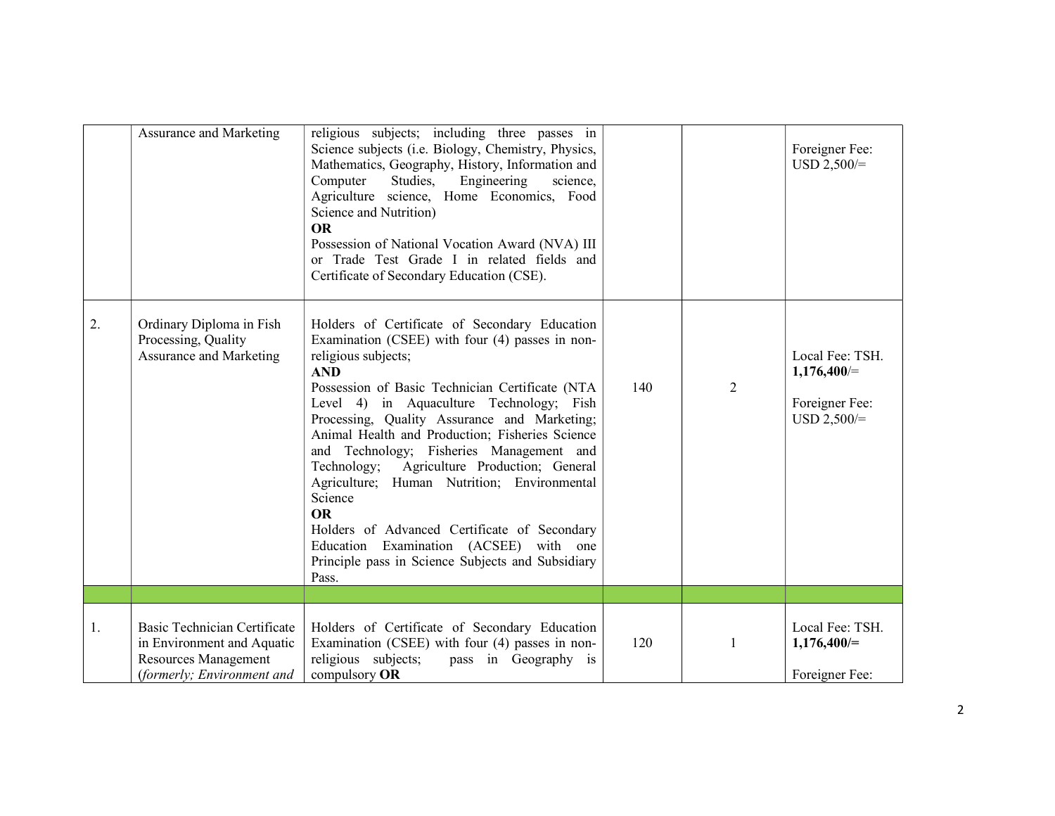| | | | | | |
|---|---|---|---|---|---|
| | Assurance and Marketing | religious subjects; including three passes in Science subjects (i.e. Biology, Chemistry, Physics, Mathematics, Geography, History, Information and Computer Studies, Engineering science, Agriculture science, Home Economics, Food Science and Nutrition)<br>**OR**<br>Possession of National Vocation Award (NVA) III or Trade Test Grade I in related fields and Certificate of Secondary Education (CSE). | | | Foreigner Fee: USD 2,500/= |
| 2. | Ordinary Diploma in Fish Processing, Quality Assurance and Marketing | Holders of Certificate of Secondary Education Examination (CSEE) with four (4) passes in non-religious subjects;<br>**AND**<br>Possession of Basic Technician Certificate (NTA Level 4) in Aquaculture Technology; Fish Processing, Quality Assurance and Marketing; Animal Health and Production; Fisheries Science and Technology; Fisheries Management and Technology; Agriculture Production; General Agriculture; Human Nutrition; Environmental Science<br>**OR**<br>Holders of Advanced Certificate of Secondary Education Examination (ACSEE) with one Principle pass in Science Subjects and Subsidiary Pass. | 140 | 2 | Local Fee: TSH. **1,176,400**/=<br><br>Foreigner Fee: USD 2,500/= |
| | | | | | |
| 1. | Basic Technician Certificate in Environment and Aquatic Resources Management (*formerly; Environment and* | Holders of Certificate of Secondary Education Examination (CSEE) with four (4) passes in non-religious subjects; pass in Geography is compulsory **OR** | 120 | 1 | Local Fee: TSH. **1,176,400/=**<br><br>Foreigner Fee: |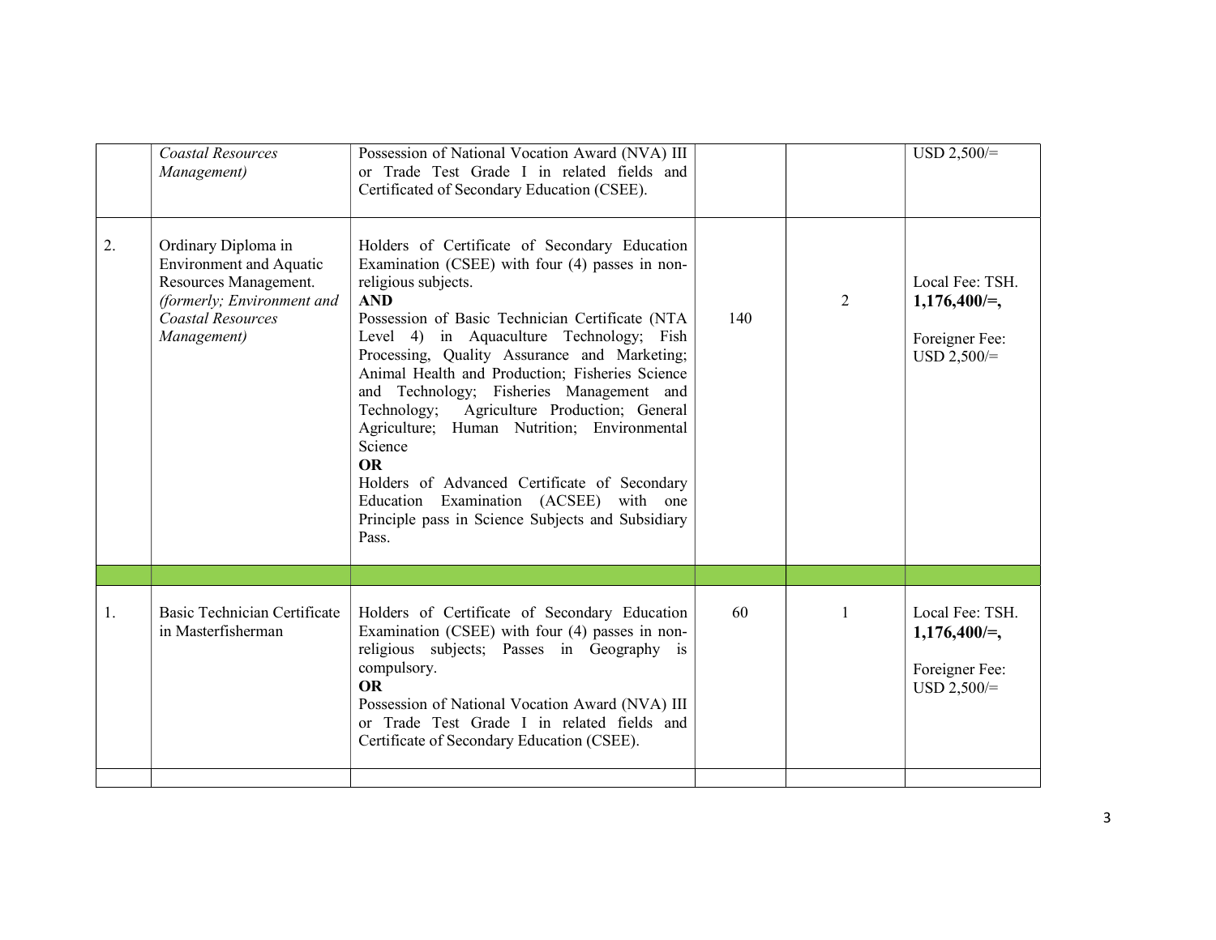| | | | | | |
|---|---|---|---|---|---|
| | *Coastal Resources Management)* | Possession of National Vocation Award (NVA) III or Trade Test Grade I in related fields and Certificated of Secondary Education (CSEE). | | | USD 2,500/= |
| 2. | Ordinary Diploma in Environment and Aquatic Resources Management. *(formerly; Environment and Coastal Resources Management)* | Holders of Certificate of Secondary Education Examination (CSEE) with four (4) passes in non-religious subjects. **AND** Possession of Basic Technician Certificate (NTA Level 4) in Aquaculture Technology; Fish Processing, Quality Assurance and Marketing; Animal Health and Production; Fisheries Science and Technology; Fisheries Management and Technology; Agriculture Production; General Agriculture; Human Nutrition; Environmental Science **OR** Holders of Advanced Certificate of Secondary Education Examination (ACSEE) with one Principle pass in Science Subjects and Subsidiary Pass. | 140 | 2 | Local Fee: TSH. **1,176,400/=,** Foreigner Fee: USD 2,500/= |
| | | | | | |
| 1. | Basic Technician Certificate in Masterfisherman | Holders of Certificate of Secondary Education Examination (CSEE) with four (4) passes in non-religious subjects; Passes in Geography is compulsory. **OR** Possession of National Vocation Award (NVA) III or Trade Test Grade I in related fields and Certificate of Secondary Education (CSEE). | 60 | 1 | Local Fee: TSH. **1,176,400/=,** Foreigner Fee: USD 2,500/= |
| | | | | | |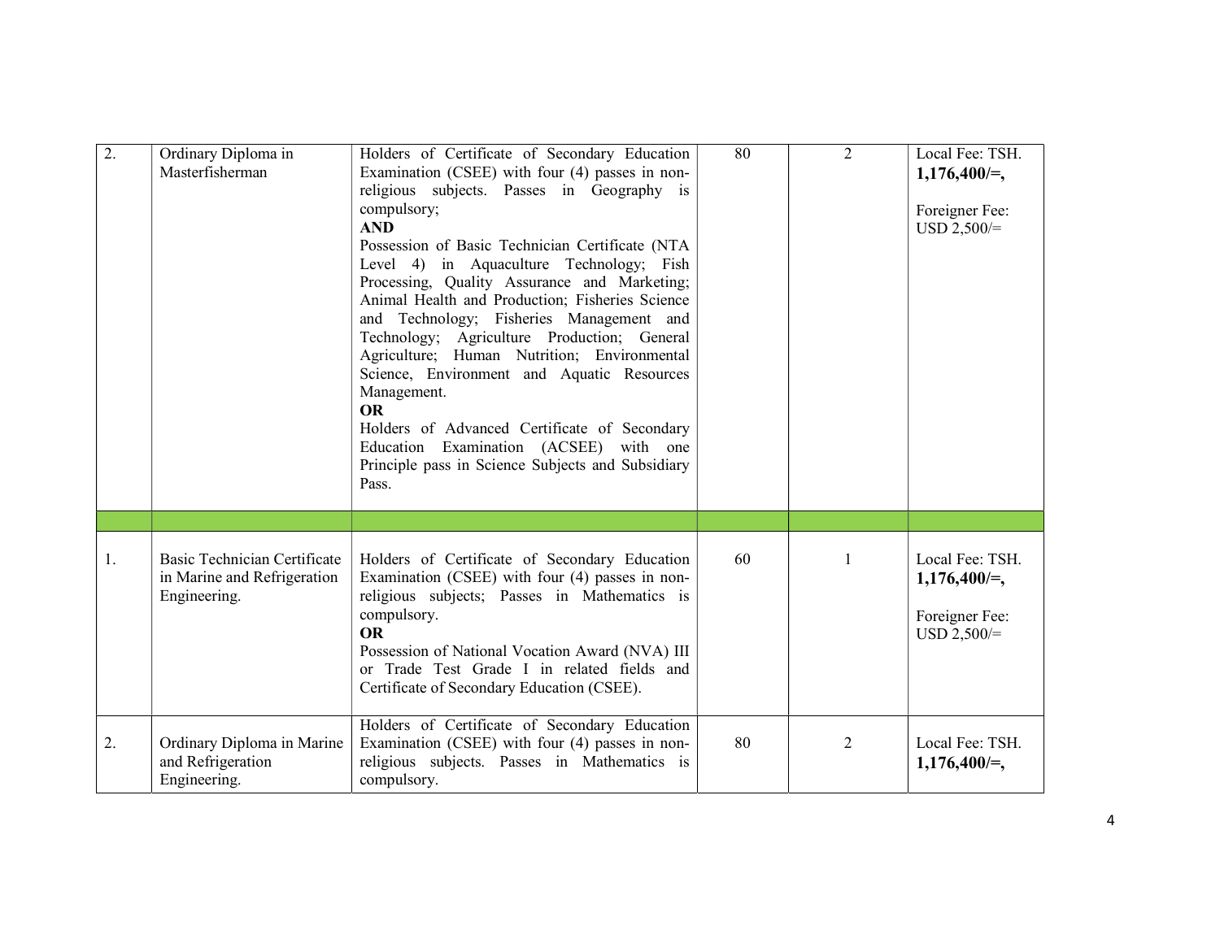| | | | | | |
|---|---|---|---|---|---|
| 2. | Ordinary Diploma in Masterfisherman | Holders of Certificate of Secondary Education Examination (CSEE) with four (4) passes in non-religious subjects. Passes in Geography is compulsory;<br>**AND**<br>Possession of Basic Technician Certificate (NTA Level 4) in Aquaculture Technology; Fish Processing, Quality Assurance and Marketing; Animal Health and Production; Fisheries Science and Technology; Fisheries Management and Technology; Agriculture Production; General Agriculture; Human Nutrition; Environmental Science, Environment and Aquatic Resources Management.<br>**OR**<br>Holders of Advanced Certificate of Secondary Education Examination (ACSEE) with one Principle pass in Science Subjects and Subsidiary Pass. | 80 | 2 | Local Fee: TSH. **1,176,400/=,**<br><br>Foreigner Fee: USD 2,500/= |
| | | | | | |
| 1. | Basic Technician Certificate in Marine and Refrigeration Engineering. | Holders of Certificate of Secondary Education Examination (CSEE) with four (4) passes in non-religious subjects; Passes in Mathematics is compulsory.<br>**OR**<br>Possession of National Vocation Award (NVA) III or Trade Test Grade I in related fields and Certificate of Secondary Education (CSEE). | 60 | 1 | Local Fee: TSH. **1,176,400/=,**<br><br>Foreigner Fee: USD 2,500/= |
| 2. | Ordinary Diploma in Marine and Refrigeration Engineering. | Holders of Certificate of Secondary Education Examination (CSEE) with four (4) passes in non-religious subjects. Passes in Mathematics is compulsory. | 80 | 2 | Local Fee: TSH. **1,176,400/=,** |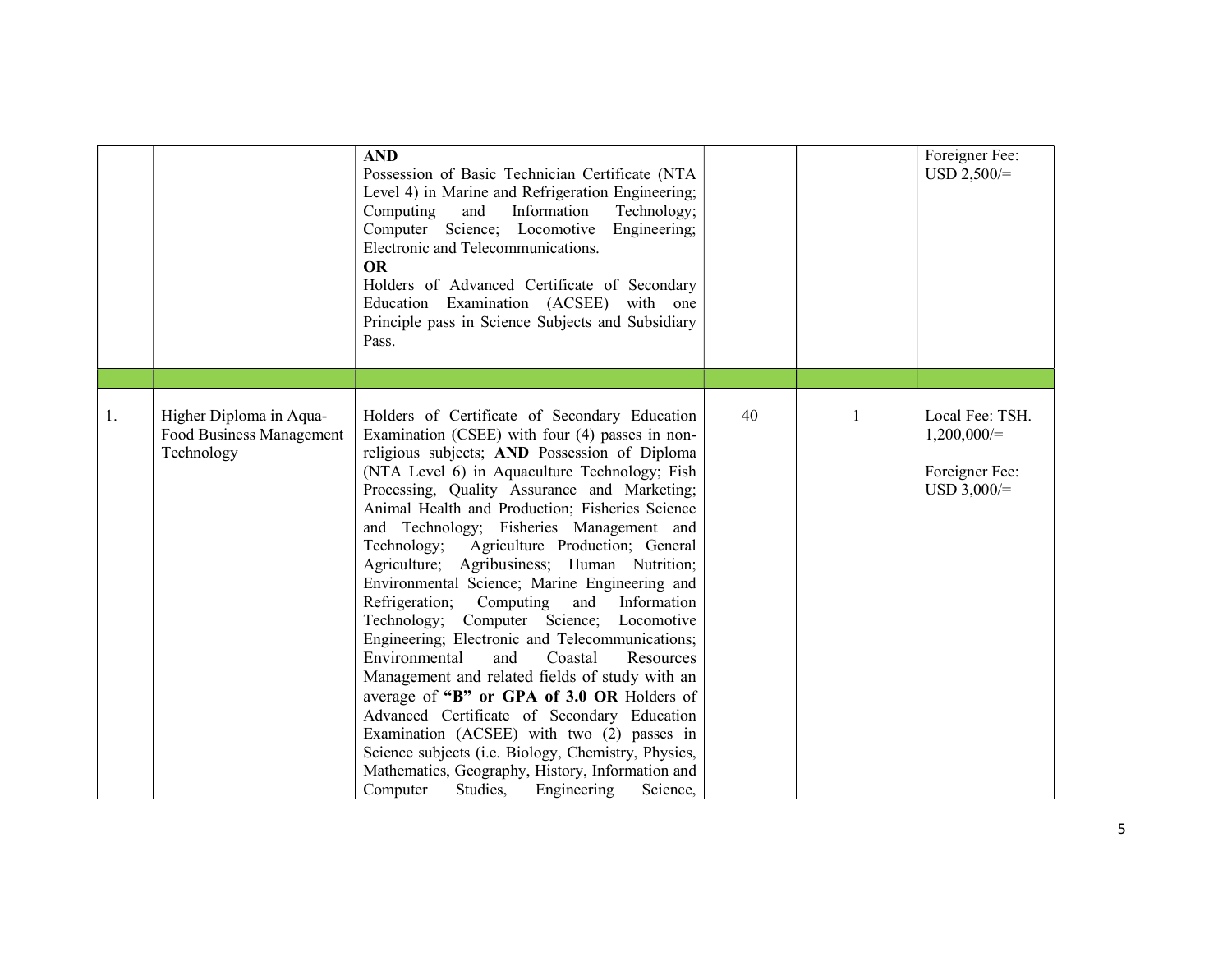| | | | | | |
|---|---|---|---|---|---|
| | | **AND** Possession of Basic Technician Certificate (NTA Level 4) in Marine and Refrigeration Engineering; Computing and Information Technology; Computer Science; Locomotive Engineering; Electronic and Telecommunications. **OR** Holders of Advanced Certificate of Secondary Education Examination (ACSEE) with one Principle pass in Science Subjects and Subsidiary Pass. | | | Foreigner Fee: USD 2,500/= |
| | | | | | |
| 1. | Higher Diploma in Aqua-Food Business Management Technology | Holders of Certificate of Secondary Education Examination (CSEE) with four (4) passes in non-religious subjects; **AND** Possession of Diploma (NTA Level 6) in Aquaculture Technology; Fish Processing, Quality Assurance and Marketing; Animal Health and Production; Fisheries Science and Technology; Fisheries Management and Technology; Agriculture Production; General Agriculture; Agribusiness; Human Nutrition; Environmental Science; Marine Engineering and Refrigeration; Computing and Information Technology; Computer Science; Locomotive Engineering; Electronic and Telecommunications; Environmental and Coastal Resources Management and related fields of study with an average of **"B" or GPA of 3.0 OR** Holders of Advanced Certificate of Secondary Education Examination (ACSEE) with two (2) passes in Science subjects (i.e. Biology, Chemistry, Physics, Mathematics, Geography, History, Information and Computer Studies, Engineering Science, | 40 | 1 | Local Fee: TSH. 1,200,000/= Foreigner Fee: USD 3,000/= |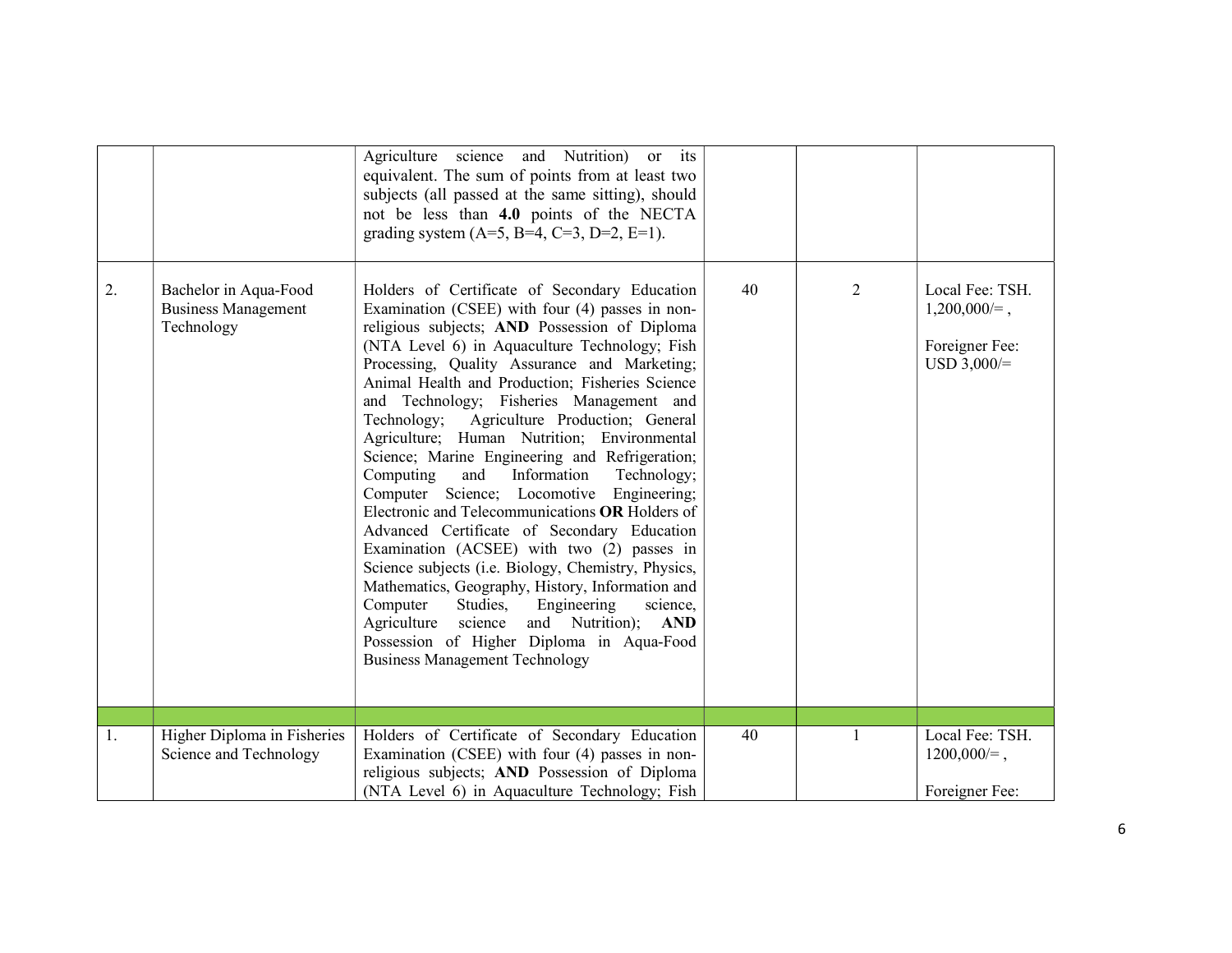| | | | | | |
|---|---|---|---|---|---|
| | | Agriculture science and Nutrition) or its equivalent. The sum of points from at least two subjects (all passed at the same sitting), should not be less than **4.0** points of the NECTA grading system (A=5, B=4, C=3, D=2, E=1). | | | |
| 2. | Bachelor in Aqua-Food Business Management Technology | Holders of Certificate of Secondary Education Examination (CSEE) with four (4) passes in non-religious subjects; **AND** Possession of Diploma (NTA Level 6) in Aquaculture Technology; Fish Processing, Quality Assurance and Marketing; Animal Health and Production; Fisheries Science and Technology; Fisheries Management and Technology; Agriculture Production; General Agriculture; Human Nutrition; Environmental Science; Marine Engineering and Refrigeration; Computing and Information Technology; Computer Science; Locomotive Engineering; Electronic and Telecommunications **OR** Holders of Advanced Certificate of Secondary Education Examination (ACSEE) with two (2) passes in Science subjects (i.e. Biology, Chemistry, Physics, Mathematics, Geography, History, Information and Computer Studies, Engineering science, Agriculture science and Nutrition); **AND** Possession of Higher Diploma in Aqua-Food Business Management Technology | 40 | 2 | Local Fee: TSH. 1,200,000/= ,<br><br>Foreigner Fee: USD 3,000/= |
| | | | | | |
| 1. | Higher Diploma in Fisheries Science and Technology | Holders of Certificate of Secondary Education Examination (CSEE) with four (4) passes in non-religious subjects; **AND** Possession of Diploma (NTA Level 6) in Aquaculture Technology; Fish | 40 | 1 | Local Fee: TSH. 1200,000/= ,<br><br>Foreigner Fee: |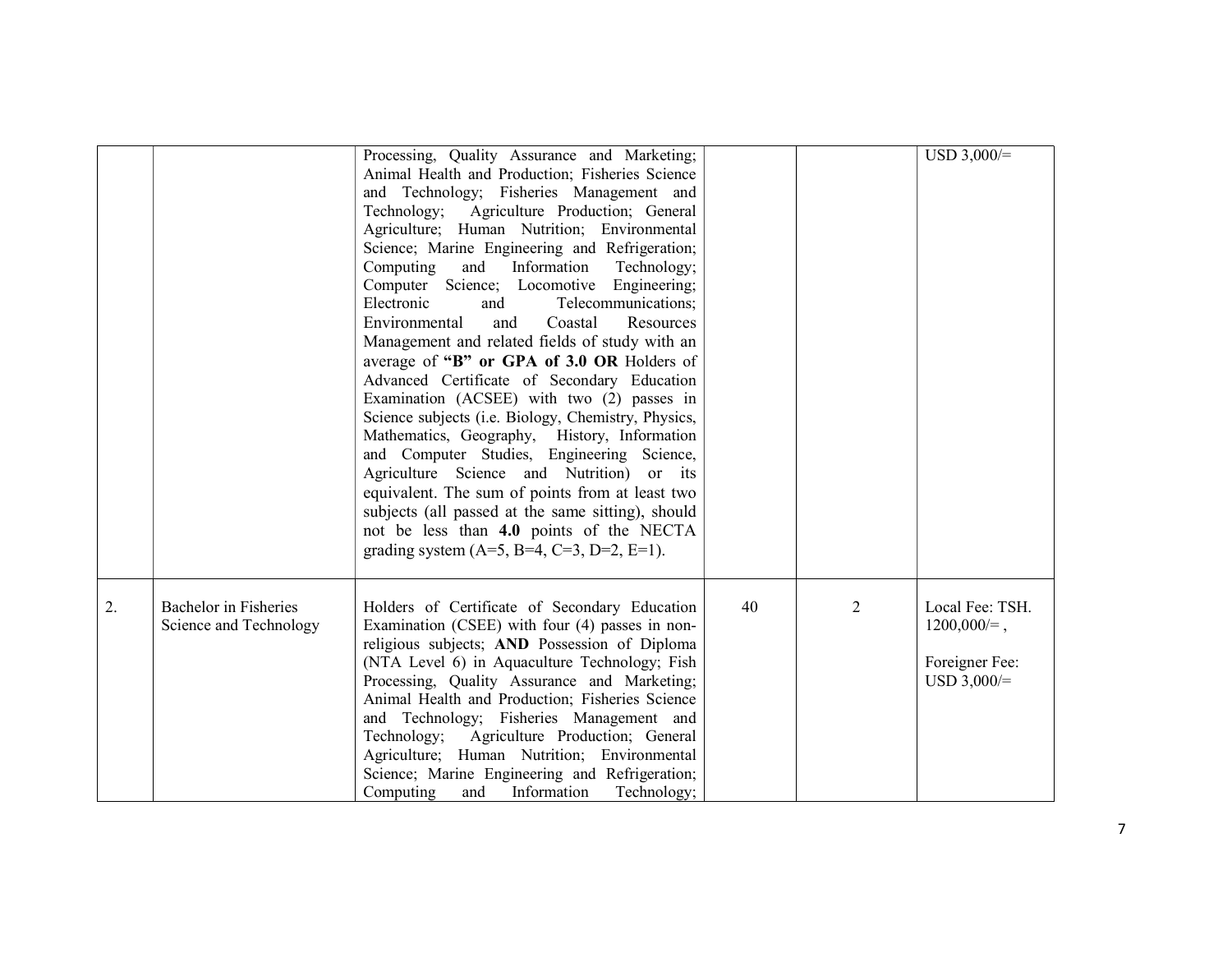| | | | | | |
|---|---|---|---|---|---|
| | | Processing, Quality Assurance and Marketing; Animal Health and Production; Fisheries Science and Technology; Fisheries Management and Technology; Agriculture Production; General Agriculture; Human Nutrition; Environmental Science; Marine Engineering and Refrigeration; Computing and Information Technology; Computer Science; Locomotive Engineering; Electronic and Telecommunications; Environmental and Coastal Resources Management and related fields of study with an average of **"B" or GPA of 3.0 OR** Holders of Advanced Certificate of Secondary Education Examination (ACSEE) with two (2) passes in Science subjects (i.e. Biology, Chemistry, Physics, Mathematics, Geography, History, Information and Computer Studies, Engineering Science, Agriculture Science and Nutrition) or its equivalent. The sum of points from at least two subjects (all passed at the same sitting), should not be less than **4.0** points of the NECTA grading system (A=5, B=4, C=3, D=2, E=1). | | | USD 3,000/= |
| 2. | Bachelor in Fisheries Science and Technology | Holders of Certificate of Secondary Education Examination (CSEE) with four (4) passes in non-religious subjects; **AND** Possession of Diploma (NTA Level 6) in Aquaculture Technology; Fish Processing, Quality Assurance and Marketing; Animal Health and Production; Fisheries Science and Technology; Fisheries Management and Technology; Agriculture Production; General Agriculture; Human Nutrition; Environmental Science; Marine Engineering and Refrigeration; Computing and Information Technology; | 40 | 2 | Local Fee: TSH. 1200,000/= ,<br><br>Foreigner Fee: USD 3,000/= |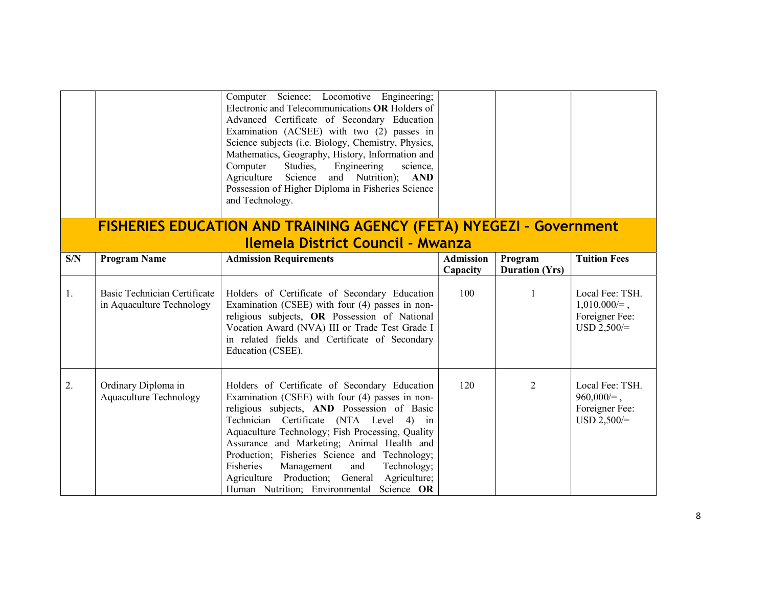| | | Computer Science; Locomotive Engineering; Electronic and Telecommunications **OR** Holders of Advanced Certificate of Secondary Education Examination (ACSEE) with two (2) passes in Science subjects (i.e. Biology, Chemistry, Physics, Mathematics, Geography, History, Information and Computer Studies, Engineering science, Agriculture Science and Nutrition); **AND** Possession of Higher Diploma in Fisheries Science and Technology. | | | |
|---|---|---|---|---|---|

## FISHERIES EDUCATION AND TRAINING AGENCY (FETA) NYEGEZI – Government Ilemela District Council - Mwanza

| S/N | Program Name | Admission Requirements | Admission Capacity | Program Duration (Yrs) | Tuition Fees |
|---|---|---|---|---|---|
| 1. | Basic Technician Certificate in Aquaculture Technology | Holders of Certificate of Secondary Education Examination (CSEE) with four (4) passes in non-religious subjects, **OR** Possession of National Vocation Award (NVA) III or Trade Test Grade I in related fields and Certificate of Secondary Education (CSEE). | 100 | 1 | Local Fee: TSH. 1,010,000/= , Foreigner Fee: USD 2,500/= |
| 2. | Ordinary Diploma in Aquaculture Technology | Holders of Certificate of Secondary Education Examination (CSEE) with four (4) passes in non-religious subjects, **AND** Possession of Basic Technician Certificate (NTA Level 4) in Aquaculture Technology; Fish Processing, Quality Assurance and Marketing; Animal Health and Production; Fisheries Science and Technology; Fisheries Management and Technology; Agriculture Production; General Agriculture; Human Nutrition; Environmental Science **OR** | 120 | 2 | Local Fee: TSH. 960,000/= , Foreigner Fee: USD 2,500/= |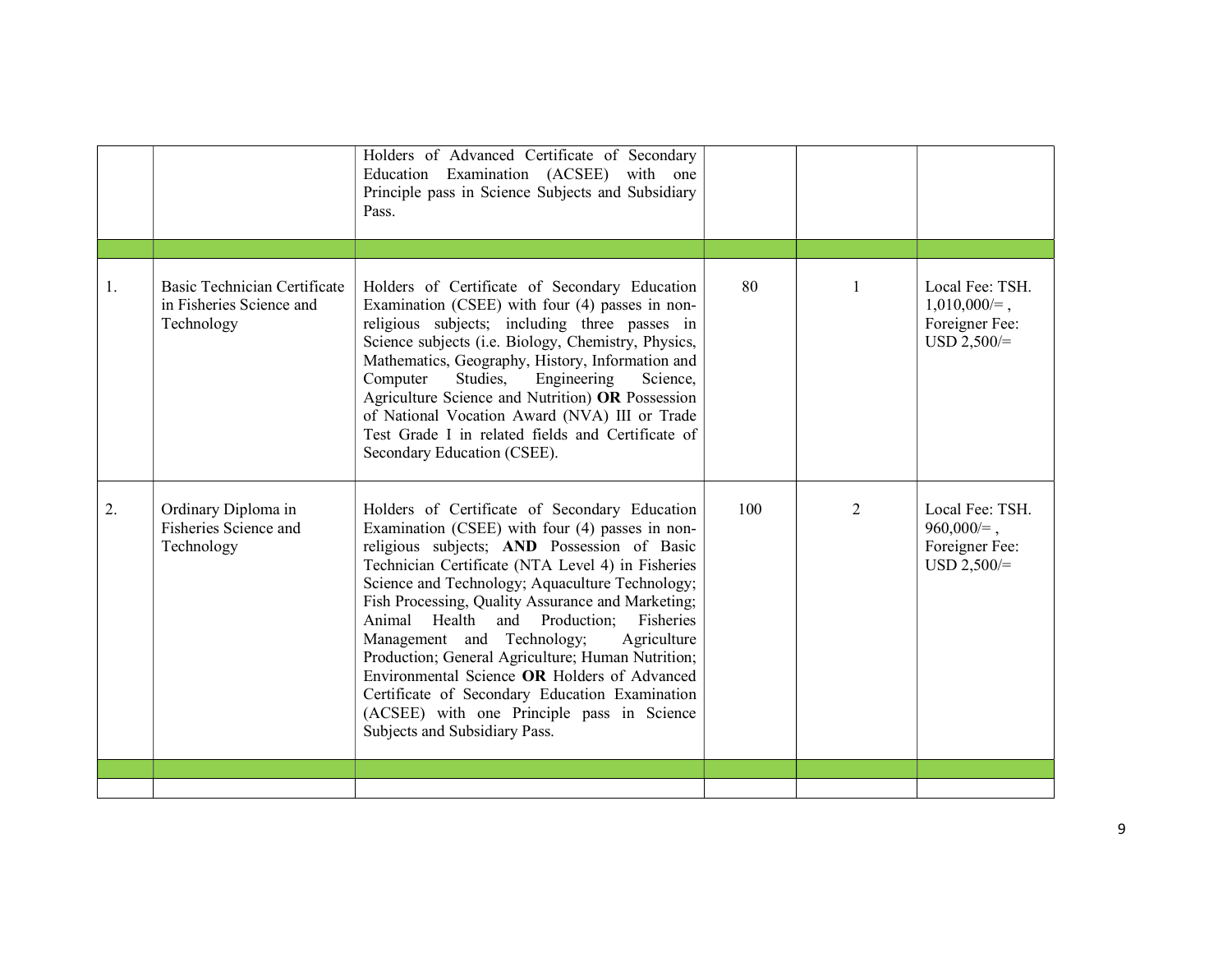| | | | | | |
|---|---|---|---|---|---|
| | | Holders of Advanced Certificate of Secondary Education Examination (ACSEE) with one Principle pass in Science Subjects and Subsidiary Pass. | | | |
| | | | | | |
| 1. | Basic Technician Certificate in Fisheries Science and Technology | Holders of Certificate of Secondary Education Examination (CSEE) with four (4) passes in non-religious subjects; including three passes in Science subjects (i.e. Biology, Chemistry, Physics, Mathematics, Geography, History, Information and Computer Studies, Engineering Science, Agriculture Science and Nutrition) **OR** Possession of National Vocation Award (NVA) III or Trade Test Grade I in related fields and Certificate of Secondary Education (CSEE). | 80 | 1 | Local Fee: TSH. 1,010,000/= , Foreigner Fee: USD 2,500/= |
| 2. | Ordinary Diploma in Fisheries Science and Technology | Holders of Certificate of Secondary Education Examination (CSEE) with four (4) passes in non-religious subjects; **AND** Possession of Basic Technician Certificate (NTA Level 4) in Fisheries Science and Technology; Aquaculture Technology; Fish Processing, Quality Assurance and Marketing; Animal Health and Production; Fisheries Management and Technology; Agriculture Production; General Agriculture; Human Nutrition; Environmental Science **OR** Holders of Advanced Certificate of Secondary Education Examination (ACSEE) with one Principle pass in Science Subjects and Subsidiary Pass. | 100 | 2 | Local Fee: TSH. 960,000/= , Foreigner Fee: USD 2,500/= |
| | | | | | |
| | | | | | |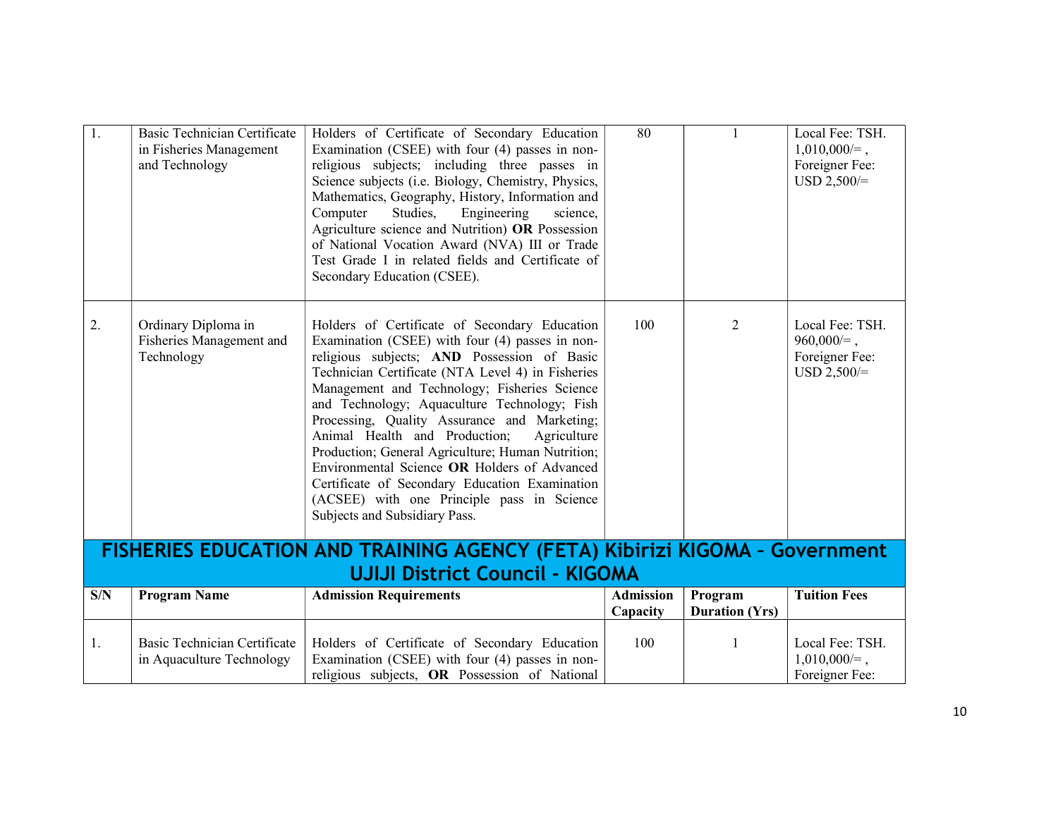| S/N | Program Name | Admission Requirements | Admission Capacity | Program Duration (Yrs) | Tuition Fees |
|---|---|---|---|---|---|
| 1. | Basic Technician Certificate in Fisheries Management and Technology | Holders of Certificate of Secondary Education Examination (CSEE) with four (4) passes in non-religious subjects; including three passes in Science subjects (i.e. Biology, Chemistry, Physics, Mathematics, Geography, History, Information and Computer Studies, Engineering science, Agriculture science and Nutrition) **OR** Possession of National Vocation Award (NVA) III or Trade Test Grade I in related fields and Certificate of Secondary Education (CSEE). | 80 | 1 | Local Fee: TSH. 1,010,000/= , Foreigner Fee: USD 2,500/= |
| 2. | Ordinary Diploma in Fisheries Management and Technology | Holders of Certificate of Secondary Education Examination (CSEE) with four (4) passes in non-religious subjects; **AND** Possession of Basic Technician Certificate (NTA Level 4) in Fisheries Management and Technology; Fisheries Science and Technology; Aquaculture Technology; Fish Processing, Quality Assurance and Marketing; Animal Health and Production; Agriculture Production; General Agriculture; Human Nutrition; Environmental Science **OR** Holders of Advanced Certificate of Secondary Education Examination (ACSEE) with one Principle pass in Science Subjects and Subsidiary Pass. | 100 | 2 | Local Fee: TSH. 960,000/= , Foreigner Fee: USD 2,500/= |

## FISHERIES EDUCATION AND TRAINING AGENCY (FETA) Kibirizi KIGOMA - Government UJIJI District Council - KIGOMA

| S/N | Program Name | Admission Requirements | Admission Capacity | Program Duration (Yrs) | Tuition Fees |
|---|---|---|---|---|---|
| 1. | Basic Technician Certificate in Aquaculture Technology | Holders of Certificate of Secondary Education Examination (CSEE) with four (4) passes in non-religious subjects, **OR** Possession of National | 100 | 1 | Local Fee: TSH. 1,010,000/= , Foreigner Fee: |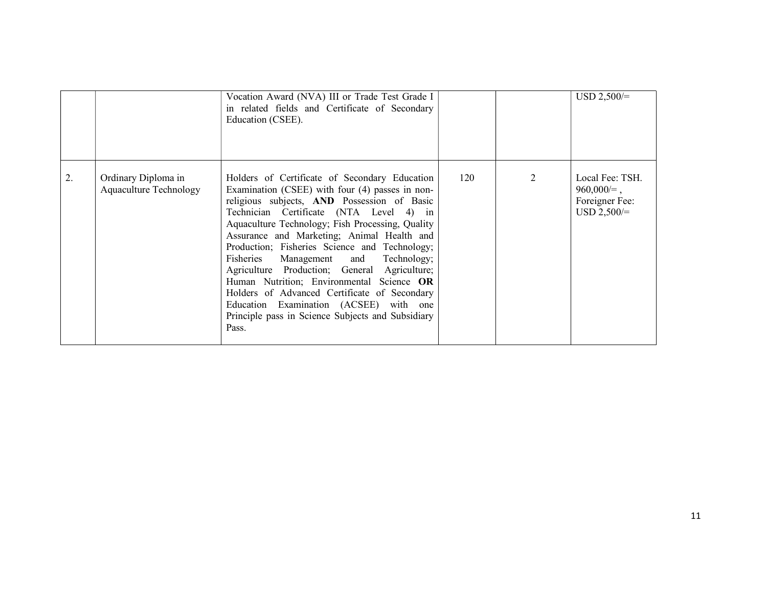| | | | | | |
|---|---|---|---|---|---|
| | | Vocation Award (NVA) III or Trade Test Grade I in related fields and Certificate of Secondary Education (CSEE). | | | USD 2,500/= |
| 2. | Ordinary Diploma in Aquaculture Technology | Holders of Certificate of Secondary Education Examination (CSEE) with four (4) passes in non-religious subjects, **AND** Possession of Basic Technician Certificate (NTA Level 4) in Aquaculture Technology; Fish Processing, Quality Assurance and Marketing; Animal Health and Production; Fisheries Science and Technology; Fisheries Management and Technology; Agriculture Production; General Agriculture; Human Nutrition; Environmental Science **OR** Holders of Advanced Certificate of Secondary Education Examination (ACSEE) with one Principle pass in Science Subjects and Subsidiary Pass. | 120 | 2 | Local Fee: TSH. 960,000/= , Foreigner Fee: USD 2,500/= |